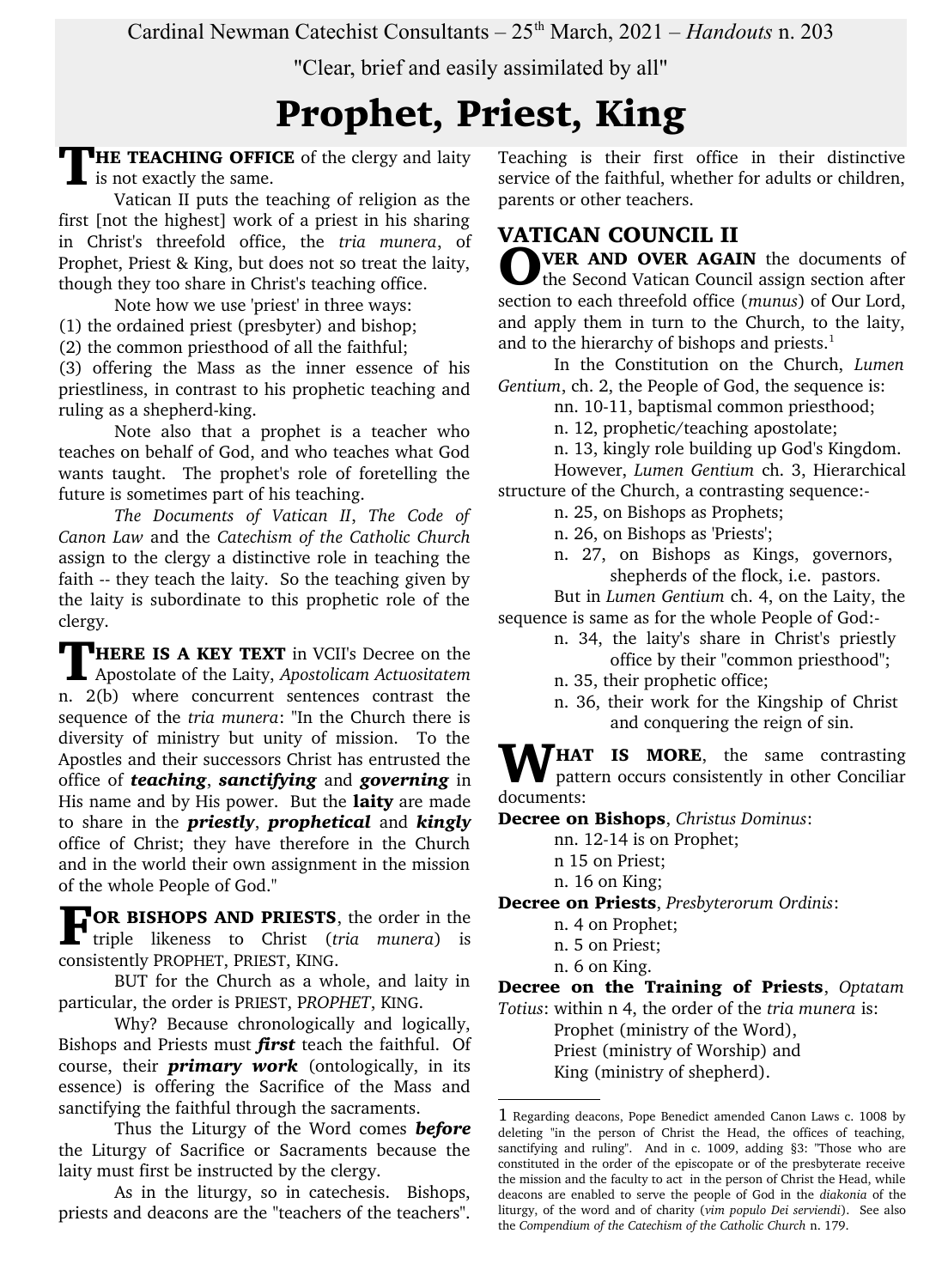Cardinal Newman Catechist Consultants – 25th March, 2021 – *Handouts* n. 203

"Clear, brief and easily assimilated by all"

# Prophet, Priest, King

**THE TEACHING OFFICE** of the clergy and laity is not exactly the same.

Vatican II puts the teaching of religion as the first [not the highest] work of a priest in his sharing in Christ's threefold office, the *tria munera*, of Prophet, Priest & King, but does not so treat the laity, though they too share in Christ's teaching office.

Note how we use 'priest' in three ways:

(1) the ordained priest (presbyter) and bishop;
(2) the common priesthood of all the faithful;
(3) offering the Mass as the inner essence of his priestliness, in contrast to his prophetic teaching and ruling as a shepherd-king.

Note also that a prophet is a teacher who teaches on behalf of God, and who teaches what God wants taught. The prophet's role of foretelling the future is sometimes part of his teaching.

*The Documents of Vatican II*, *The Code of Canon Law* and the *Catechism of the Catholic Church* assign to the clergy a distinctive role in teaching the faith -- they teach the laity. So the teaching given by the laity is subordinate to this prophetic role of the clergy.

**THERE IS A KEY TEXT** in VCII's Decree on the Apostolate of the Laity, *Apostolicam Actuositatem* n. 2(b) where concurrent sentences contrast the sequence of the *tria munera*: "In the Church there is diversity of ministry but unity of mission. To the Apostles and their successors Christ has entrusted the office of ***teaching***, ***sanctifying*** and ***governing*** in His name and by His power. But the **laity** are made to share in the ***priestly***, ***prophetical*** and ***kingly*** office of Christ; they have therefore in the Church and in the world their own assignment in the mission of the whole People of God."

**FOR BISHOPS AND PRIESTS**, the order in the triple likeness to Christ (*tria munera*) is consistently PROPHET, PRIEST, KING.

BUT for the Church as a whole, and laity in particular, the order is PRIEST, P*ROPHET*, KING.

Why? Because chronologically and logically, Bishops and Priests must ***first*** teach the faithful. Of course, their ***primary work*** (ontologically, in its essence) is offering the Sacrifice of the Mass and sanctifying the faithful through the sacraments.

Thus the Liturgy of the Word comes ***before*** the Liturgy of Sacrifice or Sacraments because the laity must first be instructed by the clergy.

As in the liturgy, so in catechesis. Bishops, priests and deacons are the "teachers of the teachers". Teaching is their first office in their distinctive service of the faithful, whether for adults or children, parents or other teachers.

## VATICAN COUNCIL II

**OVER AND OVER AGAIN** the documents of the Second Vatican Council assign section after section to each threefold office (*munus*) of Our Lord, and apply them in turn to the Church, to the laity, and to the hierarchy of bishops and priests.[1]

In the Constitution on the Church, *Lumen Gentium*, ch. 2, the People of God, the sequence is:

- nn. 10-11, baptismal common priesthood;
- n. 12, prophetic/teaching apostolate;
- n. 13, kingly role building up God's Kingdom.

However, *Lumen Gentium* ch. 3, Hierarchical structure of the Church, a contrasting sequence:-

- n. 25, on Bishops as Prophets;
- n. 26, on Bishops as 'Priests';
- n. 27, on Bishops as Kings, governors, shepherds of the flock, i.e. pastors.

But in *Lumen Gentium* ch. 4, on the Laity, the sequence is same as for the whole People of God:-

- n. 34, the laity's share in Christ's priestly office by their "common priesthood";
- n. 35, their prophetic office;
- n. 36, their work for the Kingship of Christ and conquering the reign of sin.

**WHAT IS MORE**, the same contrasting pattern occurs consistently in other Conciliar documents:

**Decree on Bishops**, *Christus Dominus*:

- nn. 12-14 is on Prophet;
- n 15 on Priest;
- n. 16 on King;

**Decree on Priests**, *Presbyterorum Ordinis*:

- n. 4 on Prophet;
- n. 5 on Priest;
- n. 6 on King.

**Decree on the Training of Priests**, *Optatam Totius*: within n 4, the order of the *tria munera* is:

- Prophet (ministry of the Word),
- Priest (ministry of Worship) and
- King (ministry of shepherd).

---

[1] Regarding deacons, Pope Benedict amended Canon Laws c. 1008 by deleting "in the person of Christ the Head, the offices of teaching, sanctifying and ruling". And in c. 1009, adding §3: "Those who are constituted in the order of the episcopate or of the presbyterate receive the mission and the faculty to act in the person of Christ the Head, while deacons are enabled to serve the people of God in the *diakonia* of the liturgy, of the word and of charity (*vim populo Dei serviendi*). See also the *Compendium of the Catechism of the Catholic Church* n. 179.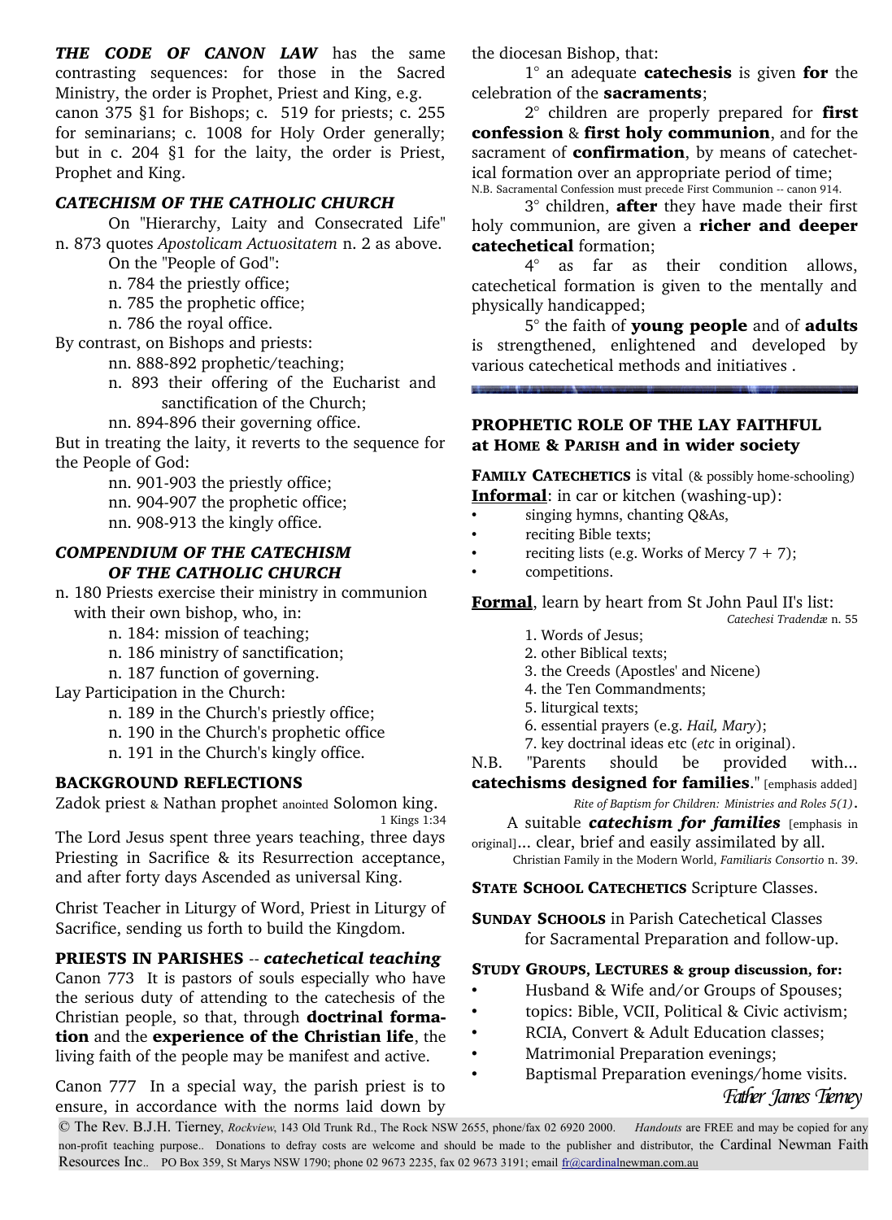***THE CODE OF CANON LAW*** has the same contrasting sequences: for those in the Sacred Ministry, the order is Prophet, Priest and King, e.g. canon 375 §1 for Bishops; c. 519 for priests; c. 255 for seminarians; c. 1008 for Holy Order generally; but in c. 204 §1 for the laity, the order is Priest, Prophet and King.

### *CATECHISM OF THE CATHOLIC CHURCH*

On "Hierarchy, Laity and Consecrated Life" n. 873 quotes *Apostolicam Actuositatem* n. 2 as above.

On the "People of God":

n. 784 the priestly office;
n. 785 the prophetic office;
n. 786 the royal office.

By contrast, on Bishops and priests:

nn. 888-892 prophetic/teaching;
n. 893 their offering of the Eucharist and sanctification of the Church;
nn. 894-896 their governing office.

But in treating the laity, it reverts to the sequence for the People of God:

nn. 901-903 the priestly office;
nn. 904-907 the prophetic office;
nn. 908-913 the kingly office.

### *COMPENDIUM OF THE CATECHISM OF THE CATHOLIC CHURCH*

n. 180 Priests exercise their ministry in communion with their own bishop, who, in:

n. 184: mission of teaching;
n. 186 ministry of sanctification;
n. 187 function of governing.

Lay Participation in the Church:

n. 189 in the Church's priestly office;
n. 190 in the Church's prophetic office
n. 191 in the Church's kingly office.

### BACKGROUND REFLECTIONS

Zadok priest & Nathan prophet anointed Solomon king.
1 Kings 1:34

The Lord Jesus spent three years teaching, three days Priesting in Sacrifice & its Resurrection acceptance, and after forty days Ascended as universal King.

Christ Teacher in Liturgy of Word, Priest in Liturgy of Sacrifice, sending us forth to build the Kingdom.

### PRIESTS IN PARISHES -- *catechetical teaching*

Canon 773 It is pastors of souls especially who have the serious duty of attending to the catechesis of the Christian people, so that, through **doctrinal formation** and the **experience of the Christian life**, the living faith of the people may be manifest and active.

Canon 777 In a special way, the parish priest is to ensure, in accordance with the norms laid down by the diocesan Bishop, that:

1° an adequate **catechesis** is given **for** the celebration of the **sacraments**;

2° children are properly prepared for **first confession** & **first holy communion**, and for the sacrament of **confirmation**, by means of catechetical formation over an appropriate period of time;
N.B. Sacramental Confession must precede First Communion -- canon 914.

3° children, **after** they have made their first holy communion, are given a **richer and deeper catechetical** formation;

4° as far as their condition allows, catechetical formation is given to the mentally and physically handicapped;

5° the faith of **young people** and of **adults** is strengthened, enlightened and developed by various catechetical methods and initiatives .

### PROPHETIC ROLE OF THE LAY FAITHFUL at HOME & PARISH and in wider society

**FAMILY CATECHETICS** is vital (& possibly home-schooling)

**Informal**: in car or kitchen (washing-up):

- singing hymns, chanting Q&As,
- reciting Bible texts;
- reciting lists (e.g. Works of Mercy 7 + 7);
- competitions.

**Formal**, learn by heart from St John Paul II's list:
*Catechesi Tradendæ* n. 55

1. Words of Jesus;
2. other Biblical texts;
3. the Creeds (Apostles' and Nicene)
4. the Ten Commandments;
5. liturgical texts;
6. essential prayers (e.g. *Hail, Mary*);
7. key doctrinal ideas etc (*etc* in original).

N.B. "Parents should be provided with... **catechisms designed for families**." [emphasis added]
*Rite of Baptism for Children: Ministries and Roles 5(1)*.

A suitable ***catechism for families*** [emphasis in original]... clear, brief and easily assimilated by all.
Christian Family in the Modern World, *Familiaris Consortio* n. 39.

**STATE SCHOOL CATECHETICS** Scripture Classes.

**SUNDAY SCHOOLS** in Parish Catechetical Classes for Sacramental Preparation and follow-up.

**STUDY GROUPS, LECTURES & group discussion, for:**

- Husband & Wife and/or Groups of Spouses;
- topics: Bible, VCII, Political & Civic activism;
- RCIA, Convert & Adult Education classes;
- Matrimonial Preparation evenings;
- Baptismal Preparation evenings/home visits.

*Father James Tierney*

© The Rev. B.J.H. Tierney, *Rockview*, 143 Old Trunk Rd., The Rock NSW 2655, phone/fax 02 6920 2000. *Handouts* are FREE and may be copied for any non-profit teaching purpose.. Donations to defray costs are welcome and should be made to the publisher and distributor, the Cardinal Newman Faith Resources Inc.. PO Box 359, St Marys NSW 1790; phone 02 9673 2235, fax 02 9673 3191; email fr@cardinalnewman.com.au